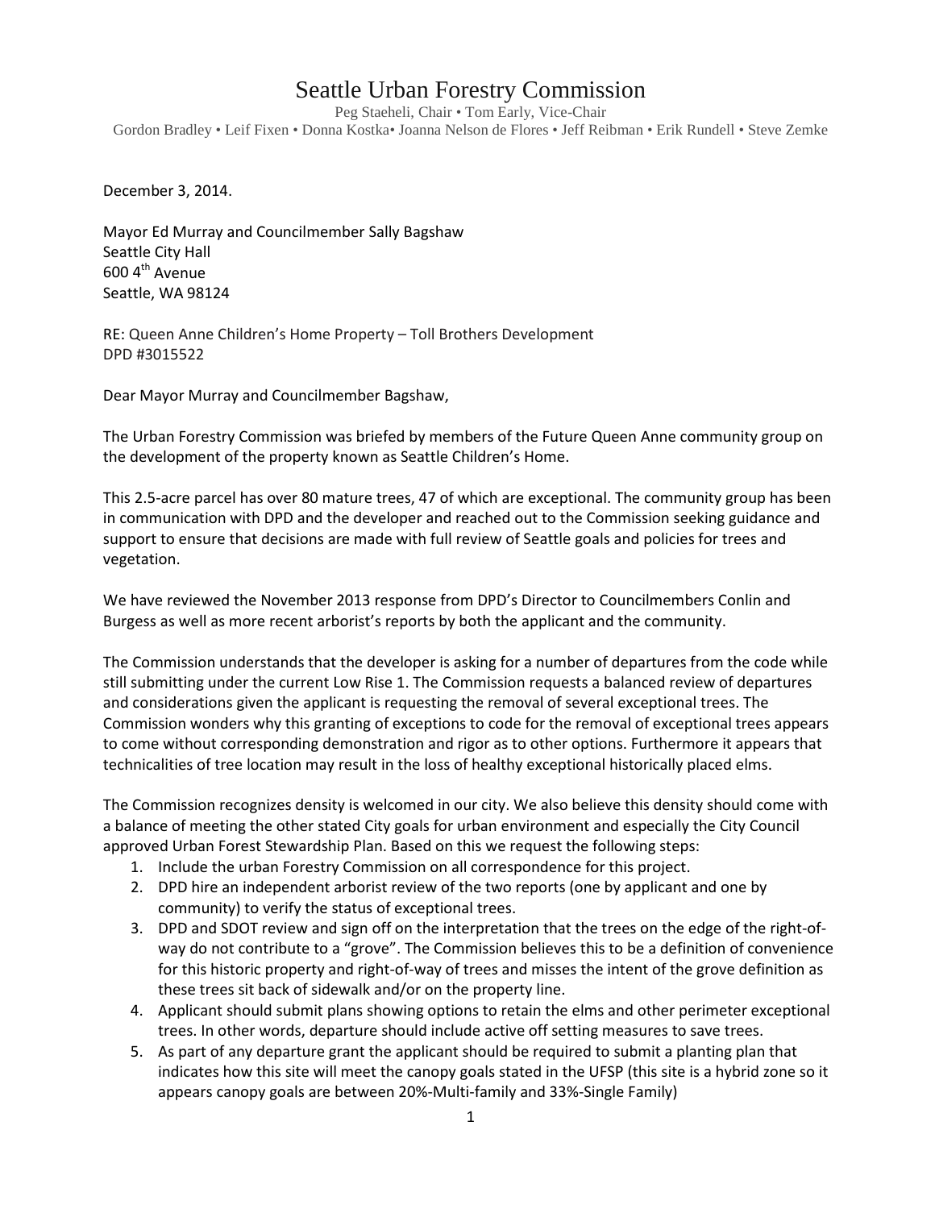# Seattle Urban Forestry Commission

Peg Staeheli, Chair • Tom Early, Vice-Chair
Gordon Bradley • Leif Fixen • Donna Kostka• Joanna Nelson de Flores • Jeff Reibman • Erik Rundell • Steve Zemke

December 3, 2014.

Mayor Ed Murray and Councilmember Sally Bagshaw
Seattle City Hall
600 4th Avenue
Seattle, WA 98124

RE: Queen Anne Children's Home Property – Toll Brothers Development
DPD #3015522

Dear Mayor Murray and Councilmember Bagshaw,

The Urban Forestry Commission was briefed by members of the Future Queen Anne community group on the development of the property known as Seattle Children's Home.

This 2.5-acre parcel has over 80 mature trees, 47 of which are exceptional. The community group has been in communication with DPD and the developer and reached out to the Commission seeking guidance and support to ensure that decisions are made with full review of Seattle goals and policies for trees and vegetation.

We have reviewed the November 2013 response from DPD's Director to Councilmembers Conlin and Burgess as well as more recent arborist's reports by both the applicant and the community.

The Commission understands that the developer is asking for a number of departures from the code while still submitting under the current Low Rise 1. The Commission requests a balanced review of departures and considerations given the applicant is requesting the removal of several exceptional trees. The Commission wonders why this granting of exceptions to code for the removal of exceptional trees appears to come without corresponding demonstration and rigor as to other options. Furthermore it appears that technicalities of tree location may result in the loss of healthy exceptional historically placed elms.

The Commission recognizes density is welcomed in our city. We also believe this density should come with a balance of meeting the other stated City goals for urban environment and especially the City Council approved Urban Forest Stewardship Plan. Based on this we request the following steps:

1. Include the urban Forestry Commission on all correspondence for this project.
2. DPD hire an independent arborist review of the two reports (one by applicant and one by community) to verify the status of exceptional trees.
3. DPD and SDOT review and sign off on the interpretation that the trees on the edge of the right-of-way do not contribute to a "grove". The Commission believes this to be a definition of convenience for this historic property and right-of-way of trees and misses the intent of the grove definition as these trees sit back of sidewalk and/or on the property line.
4. Applicant should submit plans showing options to retain the elms and other perimeter exceptional trees. In other words, departure should include active off setting measures to save trees.
5. As part of any departure grant the applicant should be required to submit a planting plan that indicates how this site will meet the canopy goals stated in the UFSP (this site is a hybrid zone so it appears canopy goals are between 20%-Multi-family and 33%-Single Family)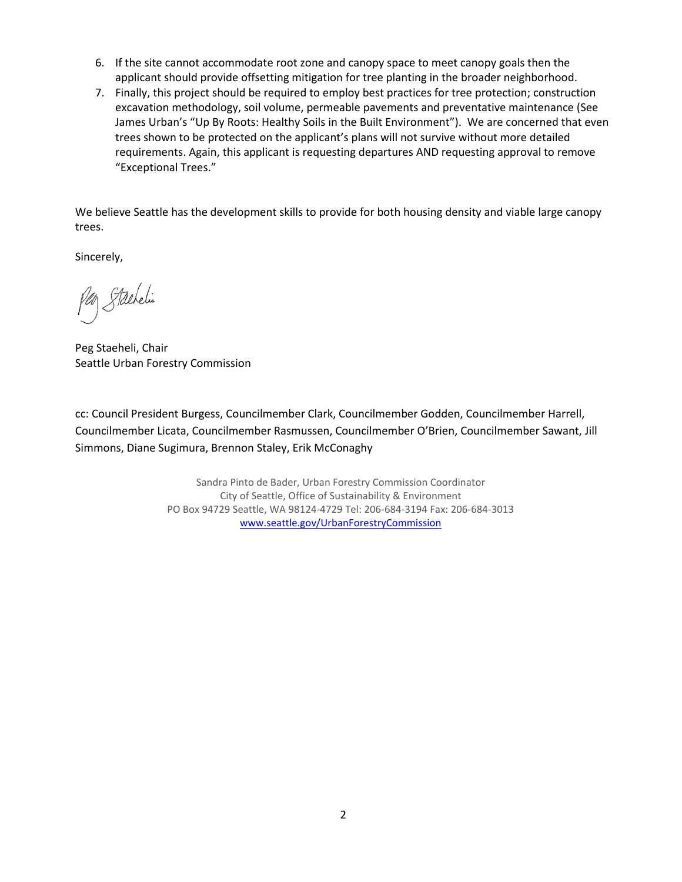6. If the site cannot accommodate root zone and canopy space to meet canopy goals then the applicant should provide offsetting mitigation for tree planting in the broader neighborhood.
7. Finally, this project should be required to employ best practices for tree protection; construction excavation methodology, soil volume, permeable pavements and preventative maintenance (See James Urban's "Up By Roots: Healthy Soils in the Built Environment"). We are concerned that even trees shown to be protected on the applicant's plans will not survive without more detailed requirements. Again, this applicant is requesting departures AND requesting approval to remove "Exceptional Trees."

We believe Seattle has the development skills to provide for both housing density and viable large canopy trees.

Sincerely,

Peg Staeheli, Chair
Seattle Urban Forestry Commission

cc: Council President Burgess, Councilmember Clark, Councilmember Godden, Councilmember Harrell, Councilmember Licata, Councilmember Rasmussen, Councilmember O'Brien, Councilmember Sawant, Jill Simmons, Diane Sugimura, Brennon Staley, Erik McConaghy

Sandra Pinto de Bader, Urban Forestry Commission Coordinator
City of Seattle, Office of Sustainability & Environment
PO Box 94729 Seattle, WA 98124-4729 Tel: 206-684-3194 Fax: 206-684-3013
www.seattle.gov/UrbanForestryCommission